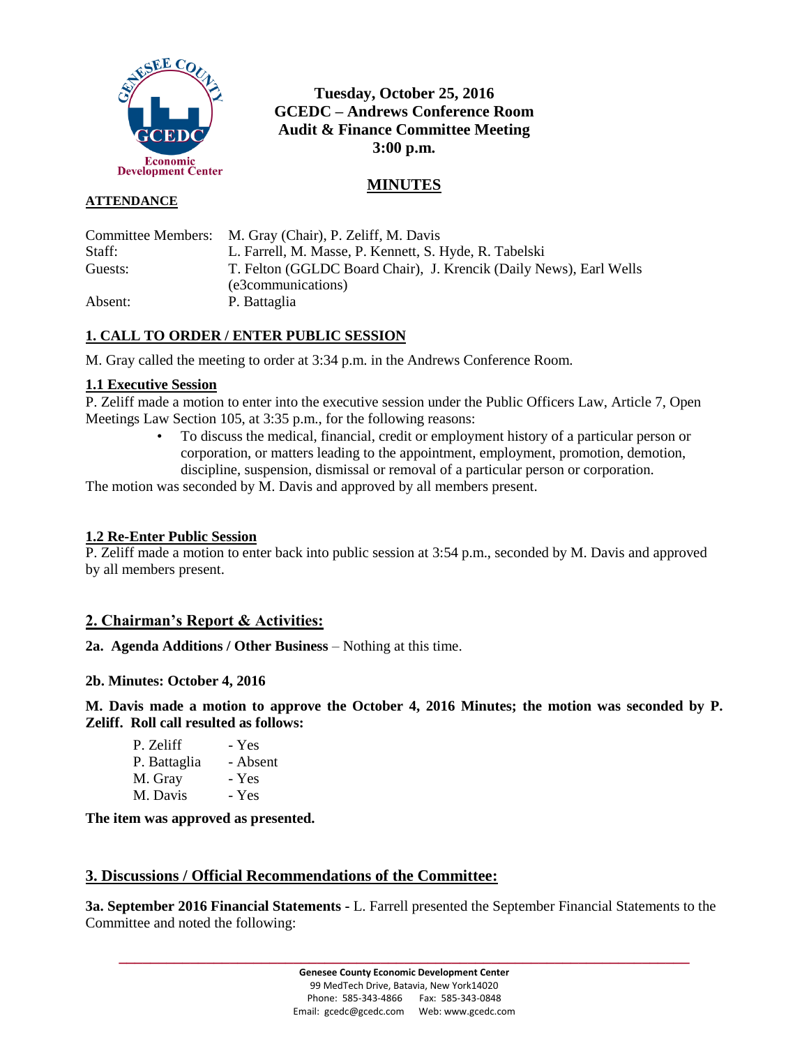**Tuesday, October 25, 2016**
**GCEDC – Andrews Conference Room**
**Audit & Finance Committee Meeting**
**3:00 p.m.**

## MINUTES

**ATTENDANCE**

| | |
|---|---|
| Committee Members: | M. Gray (Chair), P. Zeliff, M. Davis |
| Staff: | L. Farrell, M. Masse, P. Kennett, S. Hyde, R. Tabelski |
| Guests: | T. Felton (GGLDC Board Chair), J. Krencik (Daily News), Earl Wells (e3communications) |
| Absent: | P. Battaglia |

## 1. CALL TO ORDER / ENTER PUBLIC SESSION

M. Gray called the meeting to order at 3:34 p.m. in the Andrews Conference Room.

### 1.1 Executive Session

P. Zeliff made a motion to enter into the executive session under the Public Officers Law, Article 7, Open Meetings Law Section 105, at 3:35 p.m., for the following reasons:

- To discuss the medical, financial, credit or employment history of a particular person or corporation, or matters leading to the appointment, employment, promotion, demotion, discipline, suspension, dismissal or removal of a particular person or corporation.

The motion was seconded by M. Davis and approved by all members present.

### 1.2 Re-Enter Public Session

P. Zeliff made a motion to enter back into public session at 3:54 p.m., seconded by M. Davis and approved by all members present.

## 2. Chairman's Report & Activities:

**2a. Agenda Additions / Other Business** – Nothing at this time.

**2b. Minutes: October 4, 2016**

**M. Davis made a motion to approve the October 4, 2016 Minutes; the motion was seconded by P. Zeliff. Roll call resulted as follows:**

| | |
|---|---|
| P. Zeliff | - Yes |
| P. Battaglia | - Absent |
| M. Gray | - Yes |
| M. Davis | - Yes |

**The item was approved as presented.**

## 3. Discussions / Official Recommendations of the Committee:

**3a. September 2016 Financial Statements -** L. Farrell presented the September Financial Statements to the Committee and noted the following: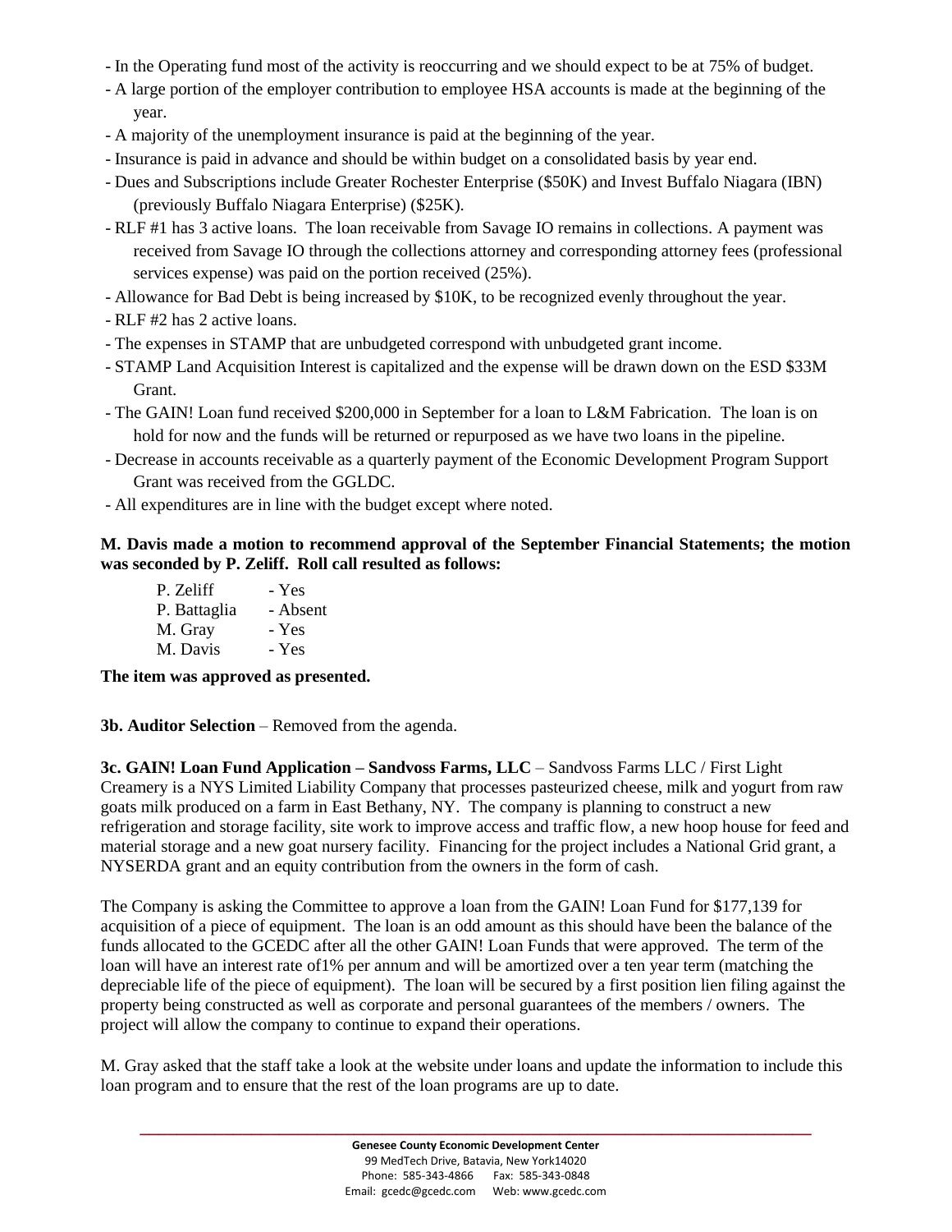- In the Operating fund most of the activity is reoccurring and we should expect to be at 75% of budget.
- A large portion of the employer contribution to employee HSA accounts is made at the beginning of the year.
- A majority of the unemployment insurance is paid at the beginning of the year.
- Insurance is paid in advance and should be within budget on a consolidated basis by year end.
- Dues and Subscriptions include Greater Rochester Enterprise ($50K) and Invest Buffalo Niagara (IBN) (previously Buffalo Niagara Enterprise) ($25K).
- RLF #1 has 3 active loans. The loan receivable from Savage IO remains in collections. A payment was received from Savage IO through the collections attorney and corresponding attorney fees (professional services expense) was paid on the portion received (25%).
- Allowance for Bad Debt is being increased by $10K, to be recognized evenly throughout the year.
- RLF #2 has 2 active loans.
- The expenses in STAMP that are unbudgeted correspond with unbudgeted grant income.
- STAMP Land Acquisition Interest is capitalized and the expense will be drawn down on the ESD $33M Grant.
- The GAIN! Loan fund received $200,000 in September for a loan to L&M Fabrication. The loan is on hold for now and the funds will be returned or repurposed as we have two loans in the pipeline.
- Decrease in accounts receivable as a quarterly payment of the Economic Development Program Support Grant was received from the GGLDC.
- All expenditures are in line with the budget except where noted.

**M. Davis made a motion to recommend approval of the September Financial Statements; the motion was seconded by P. Zeliff. Roll call resulted as follows:**

P. Zeliff - Yes
P. Battaglia - Absent
M. Gray - Yes
M. Davis - Yes

**The item was approved as presented.**

**3b. Auditor Selection** – Removed from the agenda.

**3c. GAIN! Loan Fund Application – Sandvoss Farms, LLC** – Sandvoss Farms LLC / First Light Creamery is a NYS Limited Liability Company that processes pasteurized cheese, milk and yogurt from raw goats milk produced on a farm in East Bethany, NY. The company is planning to construct a new refrigeration and storage facility, site work to improve access and traffic flow, a new hoop house for feed and material storage and a new goat nursery facility. Financing for the project includes a National Grid grant, a NYSERDA grant and an equity contribution from the owners in the form of cash.

The Company is asking the Committee to approve a loan from the GAIN! Loan Fund for $177,139 for acquisition of a piece of equipment. The loan is an odd amount as this should have been the balance of the funds allocated to the GCEDC after all the other GAIN! Loan Funds that were approved. The term of the loan will have an interest rate of1% per annum and will be amortized over a ten year term (matching the depreciable life of the piece of equipment). The loan will be secured by a first position lien filing against the property being constructed as well as corporate and personal guarantees of the members / owners. The project will allow the company to continue to expand their operations.

M. Gray asked that the staff take a look at the website under loans and update the information to include this loan program and to ensure that the rest of the loan programs are up to date.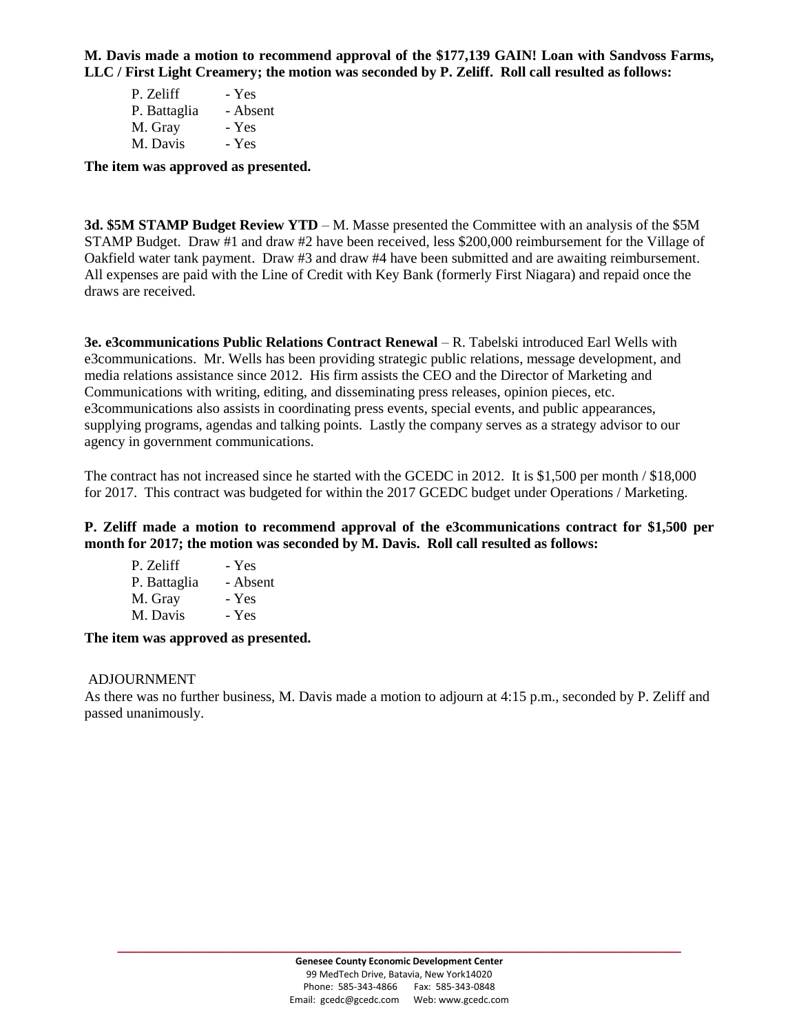**M. Davis made a motion to recommend approval of the $177,139 GAIN! Loan with Sandvoss Farms, LLC / First Light Creamery; the motion was seconded by P. Zeliff. Roll call resulted as follows:**

| | |
|---|---|
| P. Zeliff | - Yes |
| P. Battaglia | - Absent |
| M. Gray | - Yes |
| M. Davis | - Yes |

**The item was approved as presented.**

**3d. $5M STAMP Budget Review YTD** – M. Masse presented the Committee with an analysis of the $5M STAMP Budget. Draw #1 and draw #2 have been received, less $200,000 reimbursement for the Village of Oakfield water tank payment. Draw #3 and draw #4 have been submitted and are awaiting reimbursement. All expenses are paid with the Line of Credit with Key Bank (formerly First Niagara) and repaid once the draws are received.

**3e. e3communications Public Relations Contract Renewal** – R. Tabelski introduced Earl Wells with e3communications. Mr. Wells has been providing strategic public relations, message development, and media relations assistance since 2012. His firm assists the CEO and the Director of Marketing and Communications with writing, editing, and disseminating press releases, opinion pieces, etc. e3communications also assists in coordinating press events, special events, and public appearances, supplying programs, agendas and talking points. Lastly the company serves as a strategy advisor to our agency in government communications.

The contract has not increased since he started with the GCEDC in 2012. It is $1,500 per month / $18,000 for 2017. This contract was budgeted for within the 2017 GCEDC budget under Operations / Marketing.

**P. Zeliff made a motion to recommend approval of the e3communications contract for $1,500 per month for 2017; the motion was seconded by M. Davis. Roll call resulted as follows:**

| | |
|---|---|
| P. Zeliff | - Yes |
| P. Battaglia | - Absent |
| M. Gray | - Yes |
| M. Davis | - Yes |

**The item was approved as presented.**

ADJOURNMENT

As there was no further business, M. Davis made a motion to adjourn at 4:15 p.m., seconded by P. Zeliff and passed unanimously.